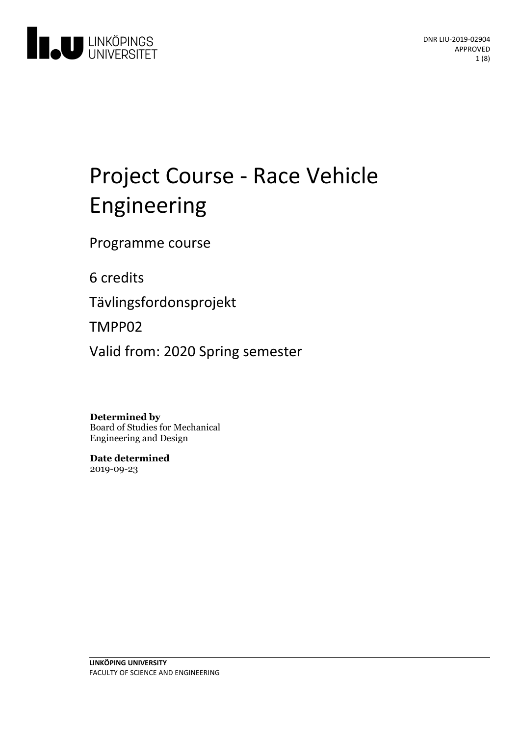DNR LIU-2019-02904
APPROVED

# Project Course - Race Vehicle Engineering

Programme course

6 credits

Tävlingsfordonsprojekt

TMPP02

Valid from: 2020 Spring semester

**Determined by**
Board of Studies for Mechanical Engineering and Design

**Date determined**
2019-09-23

**LINKÖPING UNIVERSITY**
FACULTY OF SCIENCE AND ENGINEERING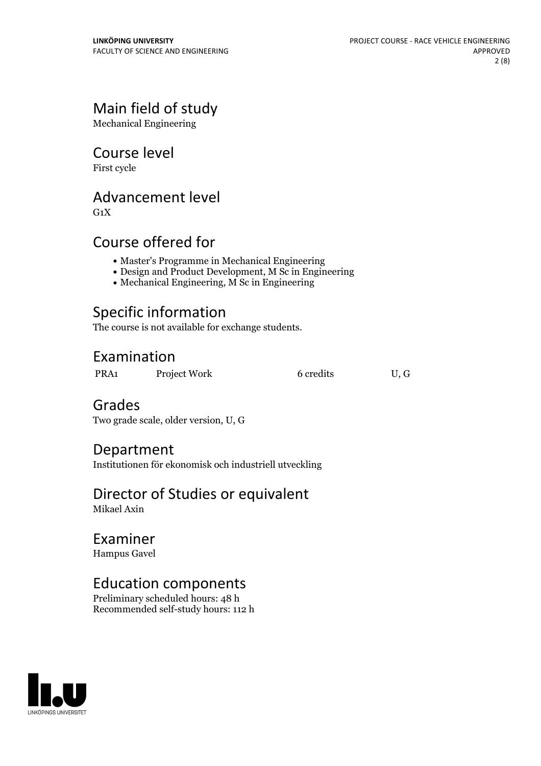## Main field of study

Mechanical Engineering

## Course level

First cycle

## Advancement level

G1X

## Course offered for

- Master's Programme in Mechanical Engineering
- Design and Product Development, M Sc in Engineering
- Mechanical Engineering, M Sc in Engineering

## Specific information

The course is not available for exchange students.

## Examination

| | | | |
|---|---|---|---|
| PRA1 | Project Work | 6 credits | U, G |

## Grades

Two grade scale, older version, U, G

## Department

Institutionen för ekonomisk och industriell utveckling

## Director of Studies or equivalent

Mikael Axin

## Examiner

Hampus Gavel

## Education components

Preliminary scheduled hours: 48 h
Recommended self-study hours: 112 h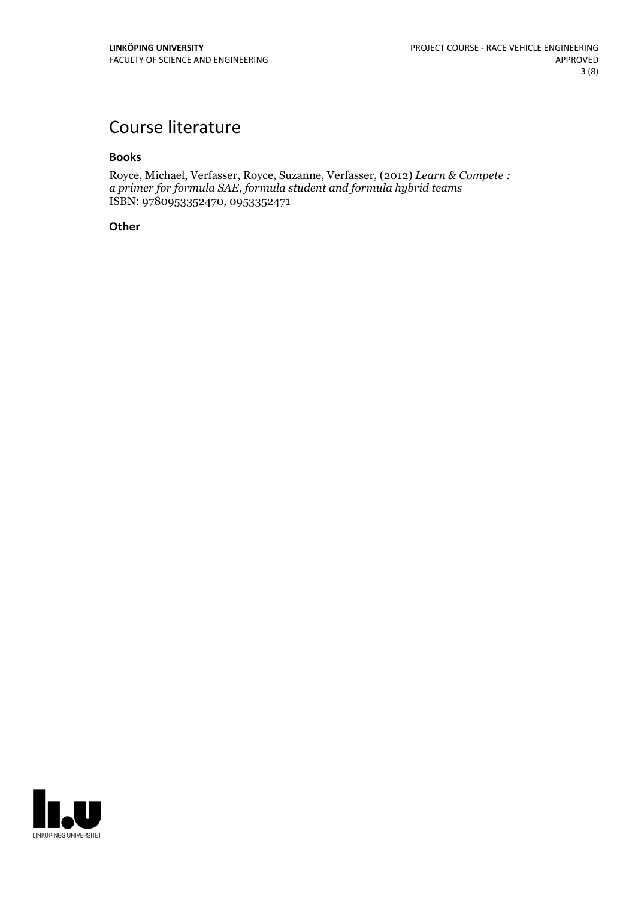# Course literature

### Books

Royce, Michael, Verfasser, Royce, Suzanne, Verfasser, (2012) *Learn & Compete : a primer for formula SAE, formula student and formula hybrid teams*
ISBN: 9780953352470, 0953352471

### Other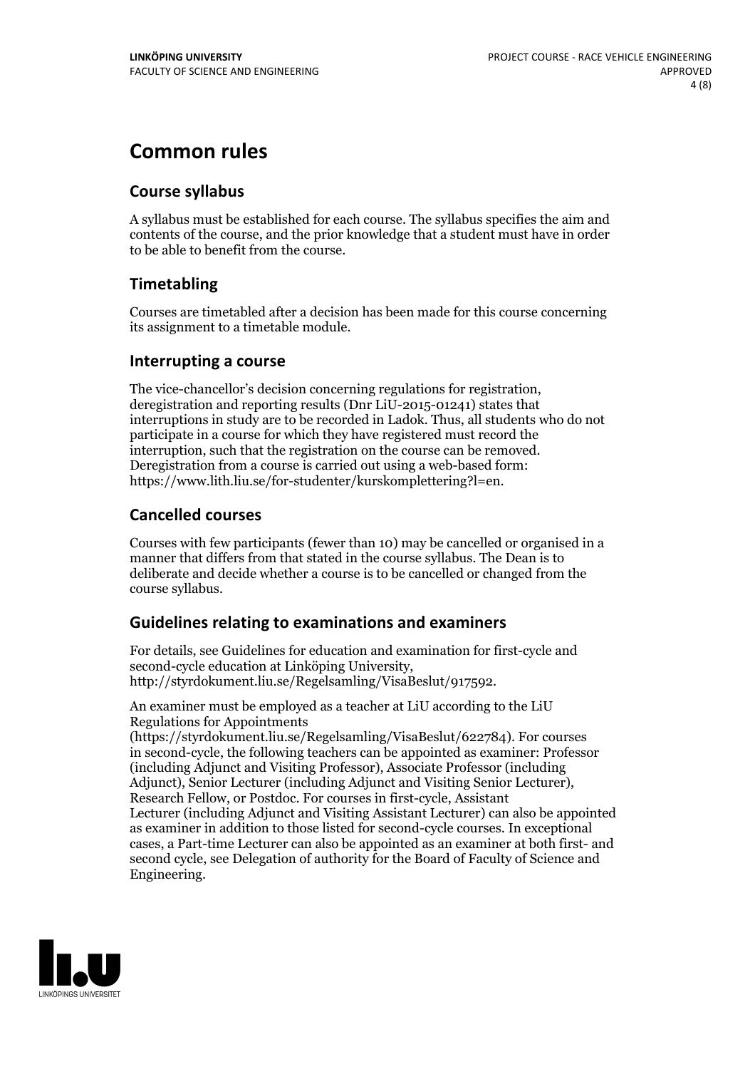# Common rules

## Course syllabus

A syllabus must be established for each course. The syllabus specifies the aim and contents of the course, and the prior knowledge that a student must have in order to be able to benefit from the course.

## Timetabling

Courses are timetabled after a decision has been made for this course concerning its assignment to a timetable module.

## Interrupting a course

The vice-chancellor's decision concerning regulations for registration, deregistration and reporting results (Dnr LiU-2015-01241) states that interruptions in study are to be recorded in Ladok. Thus, all students who do not participate in a course for which they have registered must record the interruption, such that the registration on the course can be removed. Deregistration from a course is carried out using a web-based form: https://www.lith.liu.se/for-studenter/kurskomplettering?l=en.

## Cancelled courses

Courses with few participants (fewer than 10) may be cancelled or organised in a manner that differs from that stated in the course syllabus. The Dean is to deliberate and decide whether a course is to be cancelled or changed from the course syllabus.

## Guidelines relating to examinations and examiners

For details, see Guidelines for education and examination for first-cycle and second-cycle education at Linköping University, http://styrdokument.liu.se/Regelsamling/VisaBeslut/917592.

An examiner must be employed as a teacher at LiU according to the LiU Regulations for Appointments (https://styrdokument.liu.se/Regelsamling/VisaBeslut/622784). For courses in second-cycle, the following teachers can be appointed as examiner: Professor (including Adjunct and Visiting Professor), Associate Professor (including Adjunct), Senior Lecturer (including Adjunct and Visiting Senior Lecturer), Research Fellow, or Postdoc. For courses in first-cycle, Assistant Lecturer (including Adjunct and Visiting Assistant Lecturer) can also be appointed as examiner in addition to those listed for second-cycle courses. In exceptional cases, a Part-time Lecturer can also be appointed as an examiner at both first- and second cycle, see Delegation of authority for the Board of Faculty of Science and Engineering.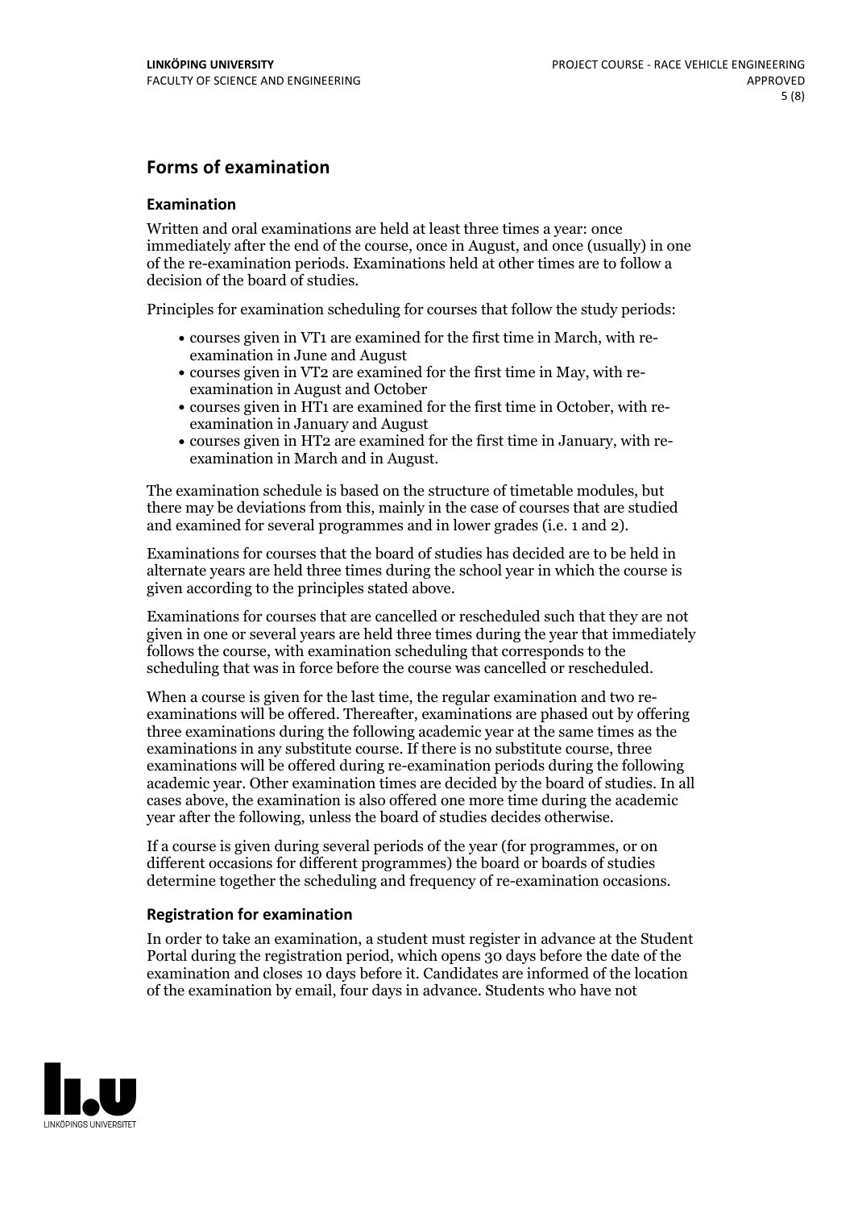## Forms of examination

### Examination

Written and oral examinations are held at least three times a year: once immediately after the end of the course, once in August, and once (usually) in one of the re-examination periods. Examinations held at other times are to follow a decision of the board of studies.

Principles for examination scheduling for courses that follow the study periods:

- courses given in VT1 are examined for the first time in March, with re-examination in June and August
- courses given in VT2 are examined for the first time in May, with re-examination in August and October
- courses given in HT1 are examined for the first time in October, with re-examination in January and August
- courses given in HT2 are examined for the first time in January, with re-examination in March and in August.

The examination schedule is based on the structure of timetable modules, but there may be deviations from this, mainly in the case of courses that are studied and examined for several programmes and in lower grades (i.e. 1 and 2).

Examinations for courses that the board of studies has decided are to be held in alternate years are held three times during the school year in which the course is given according to the principles stated above.

Examinations for courses that are cancelled or rescheduled such that they are not given in one or several years are held three times during the year that immediately follows the course, with examination scheduling that corresponds to the scheduling that was in force before the course was cancelled or rescheduled.

When a course is given for the last time, the regular examination and two re-examinations will be offered. Thereafter, examinations are phased out by offering three examinations during the following academic year at the same times as the examinations in any substitute course. If there is no substitute course, three examinations will be offered during re-examination periods during the following academic year. Other examination times are decided by the board of studies. In all cases above, the examination is also offered one more time during the academic year after the following, unless the board of studies decides otherwise.

If a course is given during several periods of the year (for programmes, or on different occasions for different programmes) the board or boards of studies determine together the scheduling and frequency of re-examination occasions.

### Registration for examination

In order to take an examination, a student must register in advance at the Student Portal during the registration period, which opens 30 days before the date of the examination and closes 10 days before it. Candidates are informed of the location of the examination by email, four days in advance. Students who have not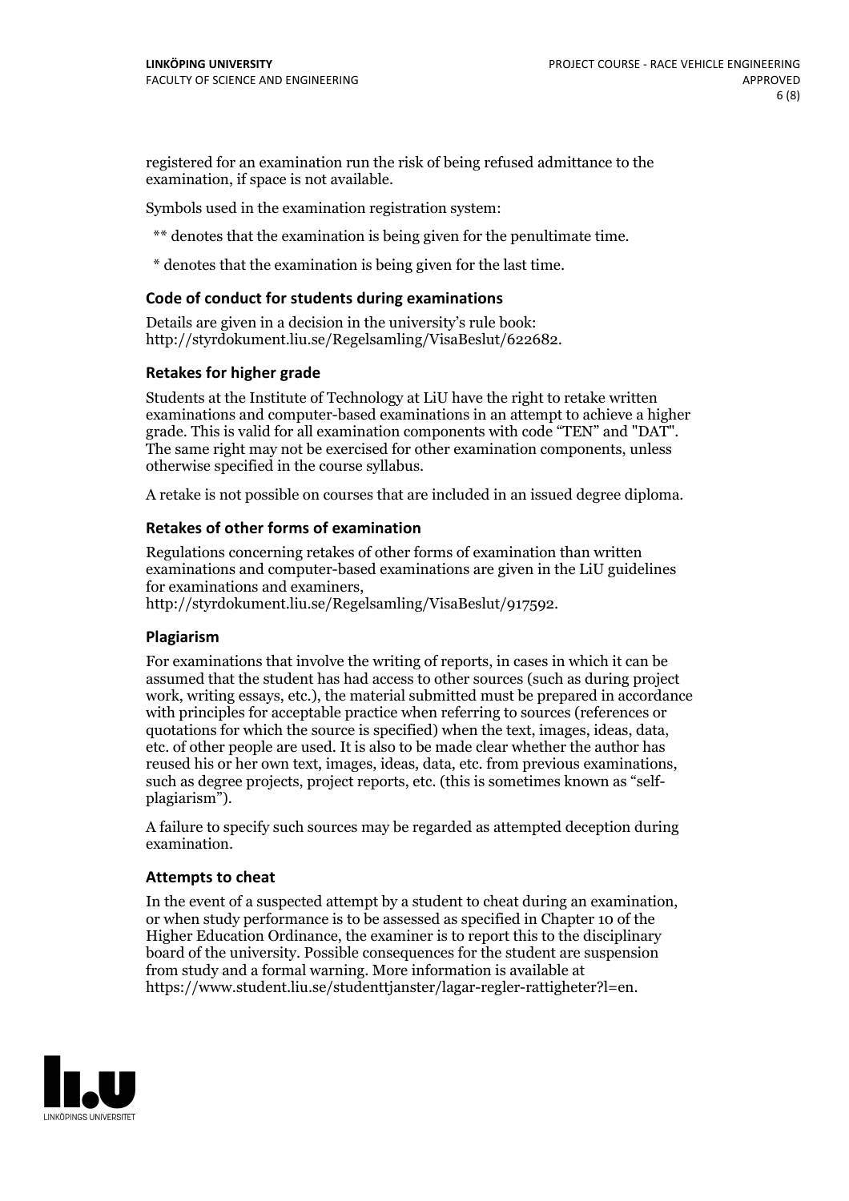registered for an examination run the risk of being refused admittance to the examination, if space is not available.

Symbols used in the examination registration system:

** denotes that the examination is being given for the penultimate time.

* denotes that the examination is being given for the last time.

### Code of conduct for students during examinations

Details are given in a decision in the university's rule book: http://styrdokument.liu.se/Regelsamling/VisaBeslut/622682.

### Retakes for higher grade

Students at the Institute of Technology at LiU have the right to retake written examinations and computer-based examinations in an attempt to achieve a higher grade. This is valid for all examination components with code "TEN" and "DAT". The same right may not be exercised for other examination components, unless otherwise specified in the course syllabus.

A retake is not possible on courses that are included in an issued degree diploma.

### Retakes of other forms of examination

Regulations concerning retakes of other forms of examination than written examinations and computer-based examinations are given in the LiU guidelines for examinations and examiners, http://styrdokument.liu.se/Regelsamling/VisaBeslut/917592.

### Plagiarism

For examinations that involve the writing of reports, in cases in which it can be assumed that the student has had access to other sources (such as during project work, writing essays, etc.), the material submitted must be prepared in accordance with principles for acceptable practice when referring to sources (references or quotations for which the source is specified) when the text, images, ideas, data, etc. of other people are used. It is also to be made clear whether the author has reused his or her own text, images, ideas, data, etc. from previous examinations, such as degree projects, project reports, etc. (this is sometimes known as "self-plagiarism").

A failure to specify such sources may be regarded as attempted deception during examination.

### Attempts to cheat

In the event of a suspected attempt by a student to cheat during an examination, or when study performance is to be assessed as specified in Chapter 10 of the Higher Education Ordinance, the examiner is to report this to the disciplinary board of the university. Possible consequences for the student are suspension from study and a formal warning. More information is available at https://www.student.liu.se/studenttjanster/lagar-regler-rattigheter?l=en.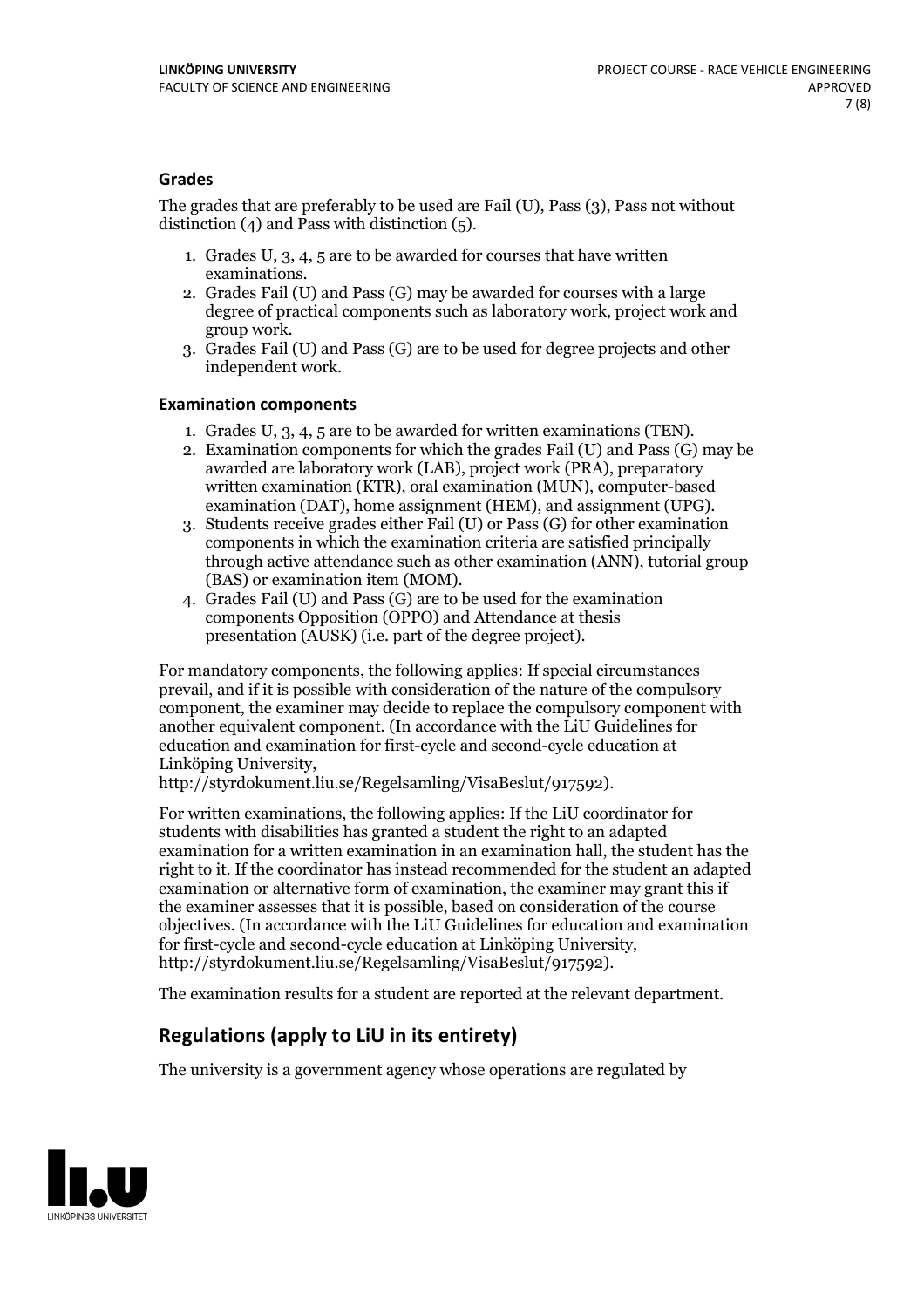### Grades

The grades that are preferably to be used are Fail (U), Pass (3), Pass not without distinction (4) and Pass with distinction (5).

1. Grades U, 3, 4, 5 are to be awarded for courses that have written examinations.
2. Grades Fail (U) and Pass (G) may be awarded for courses with a large degree of practical components such as laboratory work, project work and group work.
3. Grades Fail (U) and Pass (G) are to be used for degree projects and other independent work.

### Examination components

1. Grades U, 3, 4, 5 are to be awarded for written examinations (TEN).
2. Examination components for which the grades Fail (U) and Pass (G) may be awarded are laboratory work (LAB), project work (PRA), preparatory written examination (KTR), oral examination (MUN), computer-based examination (DAT), home assignment (HEM), and assignment (UPG).
3. Students receive grades either Fail (U) or Pass (G) for other examination components in which the examination criteria are satisfied principally through active attendance such as other examination (ANN), tutorial group (BAS) or examination item (MOM).
4. Grades Fail (U) and Pass (G) are to be used for the examination components Opposition (OPPO) and Attendance at thesis presentation (AUSK) (i.e. part of the degree project).

For mandatory components, the following applies: If special circumstances prevail, and if it is possible with consideration of the nature of the compulsory component, the examiner may decide to replace the compulsory component with another equivalent component. (In accordance with the LiU Guidelines for education and examination for first-cycle and second-cycle education at Linköping University, http://styrdokument.liu.se/Regelsamling/VisaBeslut/917592).

For written examinations, the following applies: If the LiU coordinator for students with disabilities has granted a student the right to an adapted examination for a written examination in an examination hall, the student has the right to it. If the coordinator has instead recommended for the student an adapted examination or alternative form of examination, the examiner may grant this if the examiner assesses that it is possible, based on consideration of the course objectives. (In accordance with the LiU Guidelines for education and examination for first-cycle and second-cycle education at Linköping University, http://styrdokument.liu.se/Regelsamling/VisaBeslut/917592).

The examination results for a student are reported at the relevant department.

## Regulations (apply to LiU in its entirety)

The university is a government agency whose operations are regulated by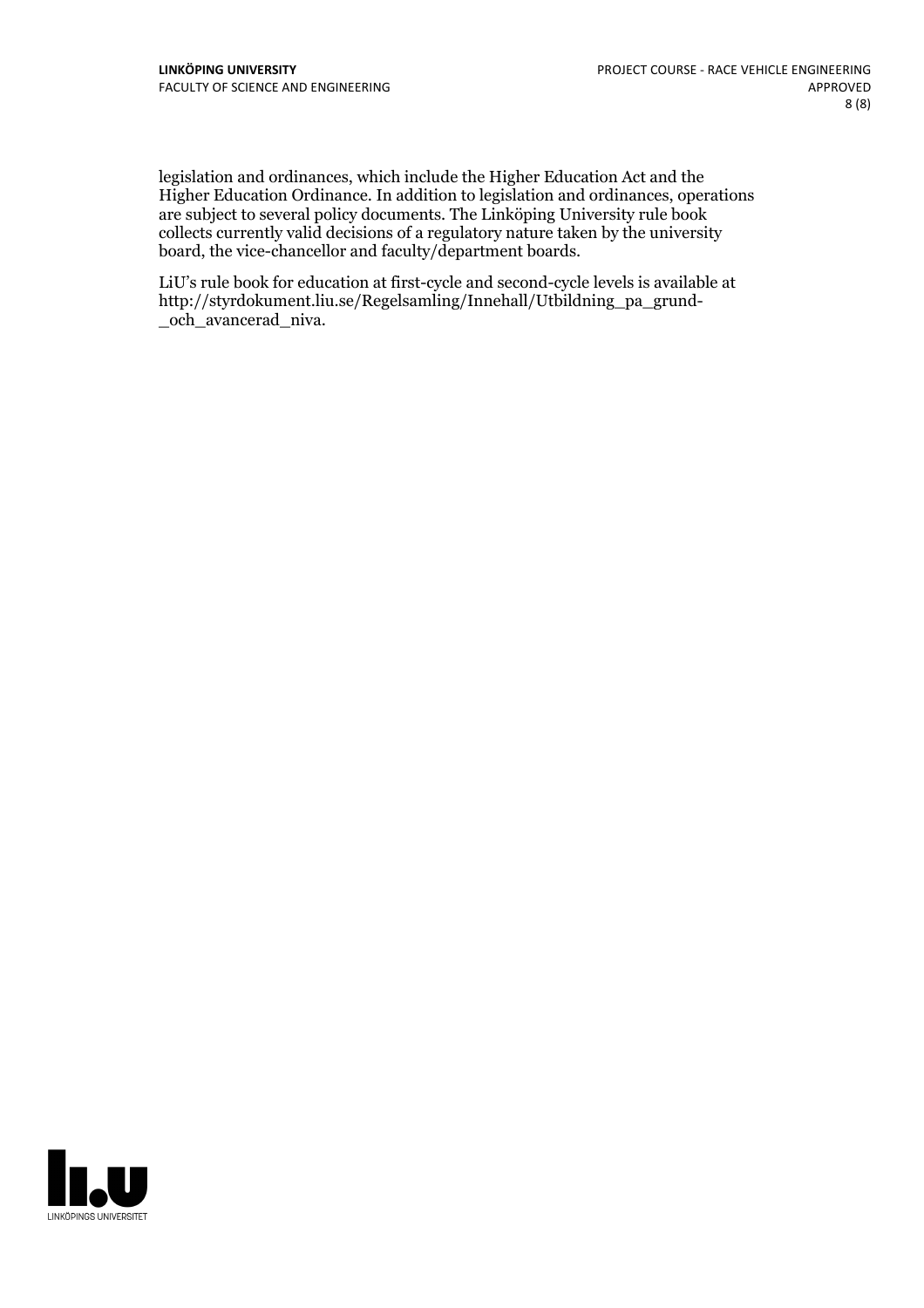legislation and ordinances, which include the Higher Education Act and the Higher Education Ordinance. In addition to legislation and ordinances, operations are subject to several policy documents. The Linköping University rule book collects currently valid decisions of a regulatory nature taken by the university board, the vice-chancellor and faculty/department boards.

LiU's rule book for education at first-cycle and second-cycle levels is available at http://styrdokument.liu.se/Regelsamling/Innehall/Utbildning_pa_grund-_och_avancerad_niva.